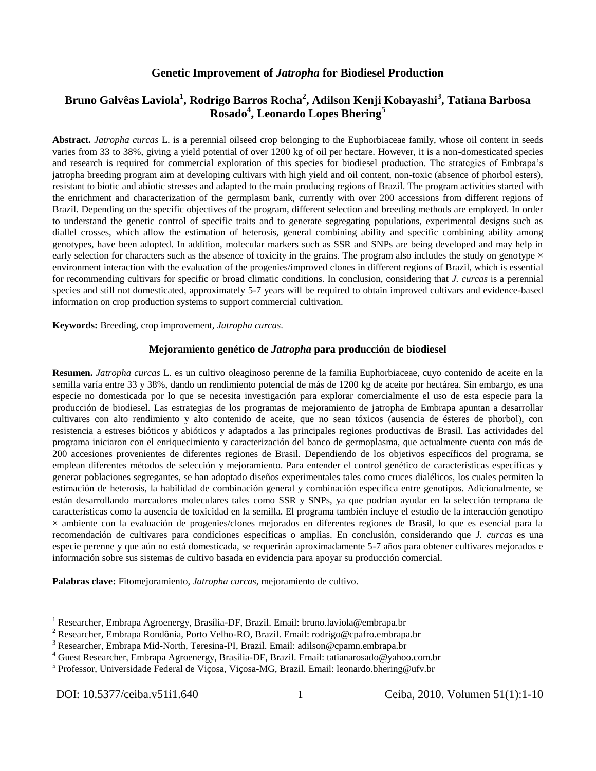# Genetic Improvement of *Jatropha* for Biodiesel Production

**Bruno Galvêas Laviola[1], Rodrigo Barros Rocha[2], Adilson Kenji Kobayashi[3], Tatiana Barbosa Rosado[4], Leonardo Lopes Bhering[5]**

**Abstract.** *Jatropha curcas* L. is a perennial oilseed crop belonging to the Euphorbiaceae family, whose oil content in seeds varies from 33 to 38%, giving a yield potential of over 1200 kg of oil per hectare. However, it is a non-domesticated species and research is required for commercial exploration of this species for biodiesel production. The strategies of Embrapa's jatropha breeding program aim at developing cultivars with high yield and oil content, non-toxic (absence of phorbol esters), resistant to biotic and abiotic stresses and adapted to the main producing regions of Brazil. The program activities started with the enrichment and characterization of the germplasm bank, currently with over 200 accessions from different regions of Brazil. Depending on the specific objectives of the program, different selection and breeding methods are employed. In order to understand the genetic control of specific traits and to generate segregating populations, experimental designs such as diallel crosses, which allow the estimation of heterosis, general combining ability and specific combining ability among genotypes, have been adopted. In addition, molecular markers such as SSR and SNPs are being developed and may help in early selection for characters such as the absence of toxicity in the grains. The program also includes the study on genotype × environment interaction with the evaluation of the progenies/improved clones in different regions of Brazil, which is essential for recommending cultivars for specific or broad climatic conditions. In conclusion, considering that *J. curcas* is a perennial species and still not domesticated, approximately 5-7 years will be required to obtain improved cultivars and evidence-based information on crop production systems to support commercial cultivation.

**Keywords:** Breeding, crop improvement, *Jatropha curcas*.

## Mejoramiento genético de *Jatropha* para producción de biodiesel

**Resumen.** *Jatropha curcas* L. es un cultivo oleaginoso perenne de la familia Euphorbiaceae, cuyo contenido de aceite en la semilla varía entre 33 y 38%, dando un rendimiento potencial de más de 1200 kg de aceite por hectárea. Sin embargo, es una especie no domesticada por lo que se necesita investigación para explorar comercialmente el uso de esta especie para la producción de biodiesel. Las estrategias de los programas de mejoramiento de jatropha de Embrapa apuntan a desarrollar cultivares con alto rendimiento y alto contenido de aceite, que no sean tóxicos (ausencia de ésteres de phorbol), con resistencia a estreses bióticos y abióticos y adaptados a las principales regiones productivas de Brasil. Las actividades del programa iniciaron con el enriquecimiento y caracterización del banco de germoplasma, que actualmente cuenta con más de 200 accesiones provenientes de diferentes regiones de Brasil. Dependiendo de los objetivos específicos del programa, se emplean diferentes métodos de selección y mejoramiento. Para entender el control genético de características específicas y generar poblaciones segregantes, se han adoptado diseños experimentales tales como cruces dialélicos, los cuales permiten la estimación de heterosis, la habilidad de combinación general y combinación específica entre genotipos. Adicionalmente, se están desarrollando marcadores moleculares tales como SSR y SNPs, ya que podrían ayudar en la selección temprana de características como la ausencia de toxicidad en la semilla. El programa también incluye el estudio de la interacción genotipo × ambiente con la evaluación de progenies/clones mejorados en diferentes regiones de Brasil, lo que es esencial para la recomendación de cultivares para condiciones específicas o amplias. En conclusión, considerando que *J. curcas* es una especie perenne y que aún no está domesticada, se requerirán aproximadamente 5-7 años para obtener cultivares mejorados e información sobre sus sistemas de cultivo basada en evidencia para apoyar su producción comercial.

**Palabras clave:** Fitomejoramiento, *Jatropha curcas*, mejoramiento de cultivo.

---

[1] Researcher, Embrapa Agroenergy, Brasília-DF, Brazil. Email: bruno.laviola@embrapa.br

[2] Researcher, Embrapa Rondônia, Porto Velho-RO, Brazil. Email: rodrigo@cpafro.embrapa.br

[3] Researcher, Embrapa Mid-North, Teresina-PI, Brazil. Email: adilson@cpamn.embrapa.br

[4] Guest Researcher, Embrapa Agroenergy, Brasília-DF, Brazil. Email: tatianarosado@yahoo.com.br

[5] Professor, Universidade Federal de Viçosa, Viçosa-MG, Brazil. Email: leonardo.bhering@ufv.br

DOI: 10.5377/ceiba.v51i1.640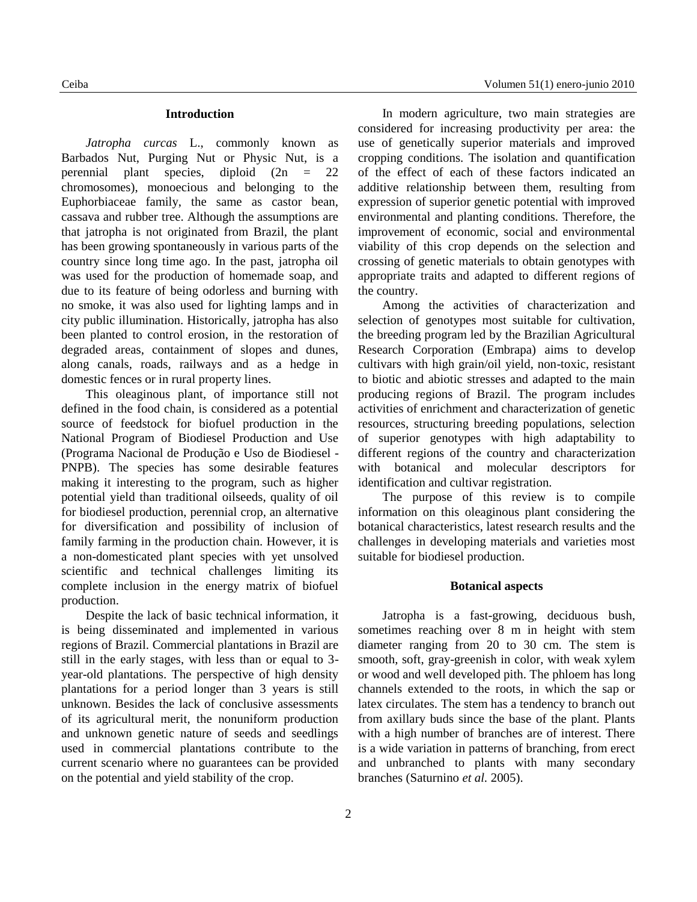## Introduction

*Jatropha curcas* L., commonly known as Barbados Nut, Purging Nut or Physic Nut, is a perennial plant species, diploid (2n = 22 chromosomes), monoecious and belonging to the Euphorbiaceae family, the same as castor bean, cassava and rubber tree. Although the assumptions are that jatropha is not originated from Brazil, the plant has been growing spontaneously in various parts of the country since long time ago. In the past, jatropha oil was used for the production of homemade soap, and due to its feature of being odorless and burning with no smoke, it was also used for lighting lamps and in city public illumination. Historically, jatropha has also been planted to control erosion, in the restoration of degraded areas, containment of slopes and dunes, along canals, roads, railways and as a hedge in domestic fences or in rural property lines.

This oleaginous plant, of importance still not defined in the food chain, is considered as a potential source of feedstock for biofuel production in the National Program of Biodiesel Production and Use (Programa Nacional de Produção e Uso de Biodiesel - PNPB). The species has some desirable features making it interesting to the program, such as higher potential yield than traditional oilseeds, quality of oil for biodiesel production, perennial crop, an alternative for diversification and possibility of inclusion of family farming in the production chain. However, it is a non-domesticated plant species with yet unsolved scientific and technical challenges limiting its complete inclusion in the energy matrix of biofuel production.

Despite the lack of basic technical information, it is being disseminated and implemented in various regions of Brazil. Commercial plantations in Brazil are still in the early stages, with less than or equal to 3-year-old plantations. The perspective of high density plantations for a period longer than 3 years is still unknown. Besides the lack of conclusive assessments of its agricultural merit, the nonuniform production and unknown genetic nature of seeds and seedlings used in commercial plantations contribute to the current scenario where no guarantees can be provided on the potential and yield stability of the crop.

In modern agriculture, two main strategies are considered for increasing productivity per area: the use of genetically superior materials and improved cropping conditions. The isolation and quantification of the effect of each of these factors indicated an additive relationship between them, resulting from expression of superior genetic potential with improved environmental and planting conditions. Therefore, the improvement of economic, social and environmental viability of this crop depends on the selection and crossing of genetic materials to obtain genotypes with appropriate traits and adapted to different regions of the country.

Among the activities of characterization and selection of genotypes most suitable for cultivation, the breeding program led by the Brazilian Agricultural Research Corporation (Embrapa) aims to develop cultivars with high grain/oil yield, non-toxic, resistant to biotic and abiotic stresses and adapted to the main producing regions of Brazil. The program includes activities of enrichment and characterization of genetic resources, structuring breeding populations, selection of superior genotypes with high adaptability to different regions of the country and characterization with botanical and molecular descriptors for identification and cultivar registration.

The purpose of this review is to compile information on this oleaginous plant considering the botanical characteristics, latest research results and the challenges in developing materials and varieties most suitable for biodiesel production.

## Botanical aspects

Jatropha is a fast-growing, deciduous bush, sometimes reaching over 8 m in height with stem diameter ranging from 20 to 30 cm. The stem is smooth, soft, gray-greenish in color, with weak xylem or wood and well developed pith. The phloem has long channels extended to the roots, in which the sap or latex circulates. The stem has a tendency to branch out from axillary buds since the base of the plant. Plants with a high number of branches are of interest. There is a wide variation in patterns of branching, from erect and unbranched to plants with many secondary branches (Saturnino *et al.* 2005).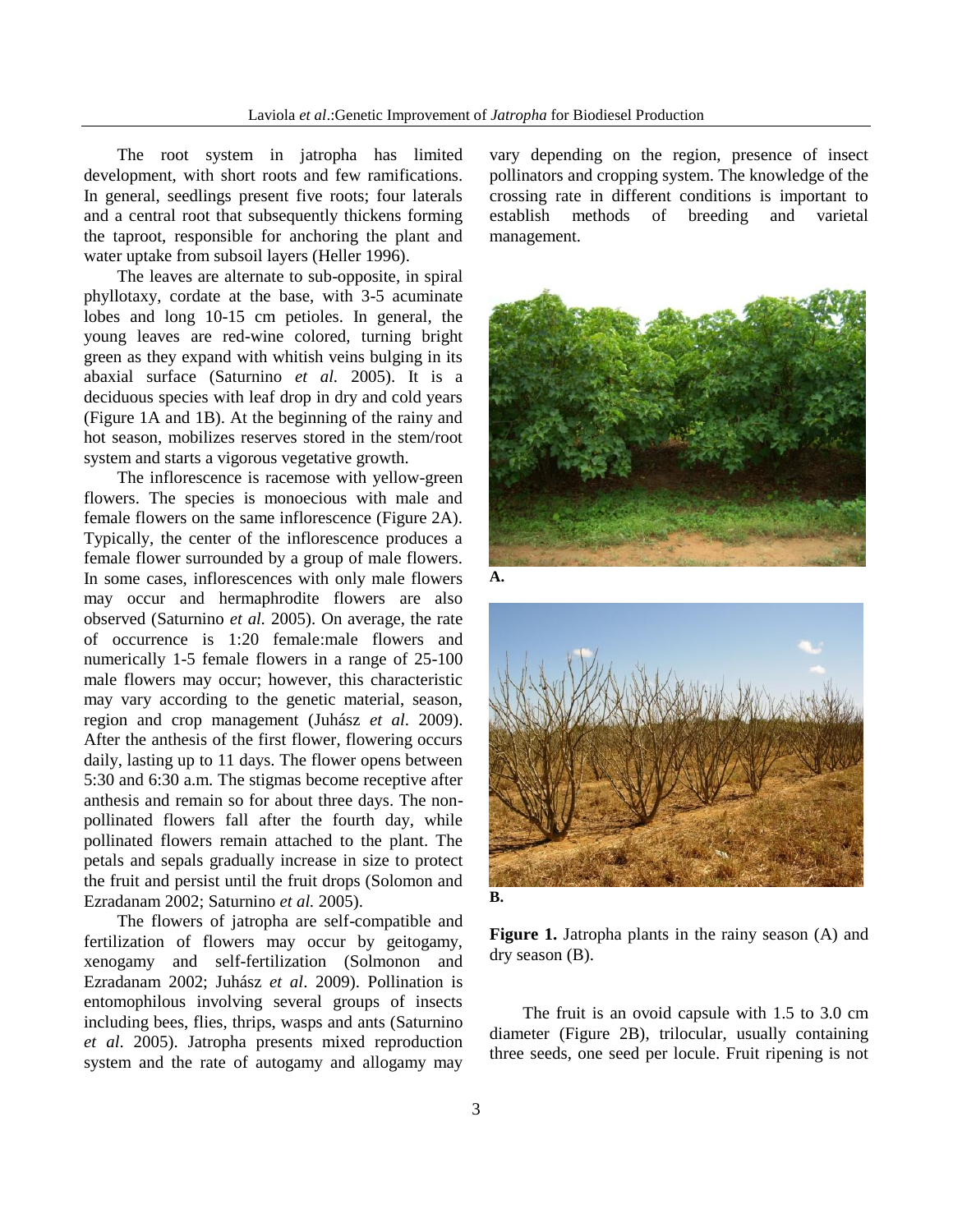The root system in jatropha has limited development, with short roots and few ramifications. In general, seedlings present five roots; four laterals and a central root that subsequently thickens forming the taproot, responsible for anchoring the plant and water uptake from subsoil layers (Heller 1996).

The leaves are alternate to sub-opposite, in spiral phyllotaxy, cordate at the base, with 3-5 acuminate lobes and long 10-15 cm petioles. In general, the young leaves are red-wine colored, turning bright green as they expand with whitish veins bulging in its abaxial surface (Saturnino *et al.* 2005). It is a deciduous species with leaf drop in dry and cold years (Figure 1A and 1B). At the beginning of the rainy and hot season, mobilizes reserves stored in the stem/root system and starts a vigorous vegetative growth.

The inflorescence is racemose with yellow-green flowers. The species is monoecious with male and female flowers on the same inflorescence (Figure 2A). Typically, the center of the inflorescence produces a female flower surrounded by a group of male flowers. In some cases, inflorescences with only male flowers may occur and hermaphrodite flowers are also observed (Saturnino *et al.* 2005). On average, the rate of occurrence is 1:20 female:male flowers and numerically 1-5 female flowers in a range of 25-100 male flowers may occur; however, this characteristic may vary according to the genetic material, season, region and crop management (Juhász *et al.* 2009). After the anthesis of the first flower, flowering occurs daily, lasting up to 11 days. The flower opens between 5:30 and 6:30 a.m. The stigmas become receptive after anthesis and remain so for about three days. The non-pollinated flowers fall after the fourth day, while pollinated flowers remain attached to the plant. The petals and sepals gradually increase in size to protect the fruit and persist until the fruit drops (Solomon and Ezradanam 2002; Saturnino *et al.* 2005).

The flowers of jatropha are self-compatible and fertilization of flowers may occur by geitogamy, xenogamy and self-fertilization (Solmonon and Ezradanam 2002; Juhász *et al*. 2009). Pollination is entomophilous involving several groups of insects including bees, flies, thrips, wasps and ants (Saturnino *et al*. 2005). Jatropha presents mixed reproduction system and the rate of autogamy and allogamy may vary depending on the region, presence of insect pollinators and cropping system. The knowledge of the crossing rate in different conditions is important to establish methods of breeding and varietal management.

**A.**

**B.**

**Figure 1.** Jatropha plants in the rainy season (A) and dry season (B).

The fruit is an ovoid capsule with 1.5 to 3.0 cm diameter (Figure 2B), trilocular, usually containing three seeds, one seed per locule. Fruit ripening is not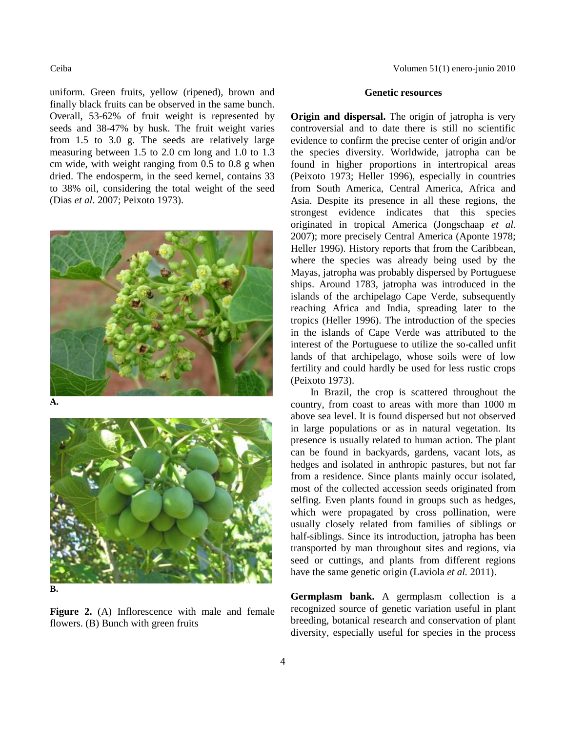uniform. Green fruits, yellow (ripened), brown and finally black fruits can be observed in the same bunch. Overall, 53-62% of fruit weight is represented by seeds and 38-47% by husk. The fruit weight varies from 1.5 to 3.0 g. The seeds are relatively large measuring between 1.5 to 2.0 cm long and 1.0 to 1.3 cm wide, with weight ranging from 0.5 to 0.8 g when dried. The endosperm, in the seed kernel, contains 33 to 38% oil, considering the total weight of the seed (Dias *et al*. 2007; Peixoto 1973).

A.

B.

**Figure 2.** (A) Inflorescence with male and female flowers. (B) Bunch with green fruits

## Genetic resources

**Origin and dispersal.** The origin of jatropha is very controversial and to date there is still no scientific evidence to confirm the precise center of origin and/or the species diversity. Worldwide, jatropha can be found in higher proportions in intertropical areas (Peixoto 1973; Heller 1996), especially in countries from South America, Central America, Africa and Asia. Despite its presence in all these regions, the strongest evidence indicates that this species originated in tropical America (Jongschaap *et al.* 2007); more precisely Central America (Aponte 1978; Heller 1996). History reports that from the Caribbean, where the species was already being used by the Mayas, jatropha was probably dispersed by Portuguese ships. Around 1783, jatropha was introduced in the islands of the archipelago Cape Verde, subsequently reaching Africa and India, spreading later to the tropics (Heller 1996). The introduction of the species in the islands of Cape Verde was attributed to the interest of the Portuguese to utilize the so-called unfit lands of that archipelago, whose soils were of low fertility and could hardly be used for less rustic crops (Peixoto 1973).

In Brazil, the crop is scattered throughout the country, from coast to areas with more than 1000 m above sea level. It is found dispersed but not observed in large populations or as in natural vegetation. Its presence is usually related to human action. The plant can be found in backyards, gardens, vacant lots, as hedges and isolated in anthropic pastures, but not far from a residence. Since plants mainly occur isolated, most of the collected accession seeds originated from selfing. Even plants found in groups such as hedges, which were propagated by cross pollination, were usually closely related from families of siblings or half-siblings. Since its introduction, jatropha has been transported by man throughout sites and regions, via seed or cuttings, and plants from different regions have the same genetic origin (Laviola *et al.* 2011).

**Germplasm bank.** A germplasm collection is a recognized source of genetic variation useful in plant breeding, botanical research and conservation of plant diversity, especially useful for species in the process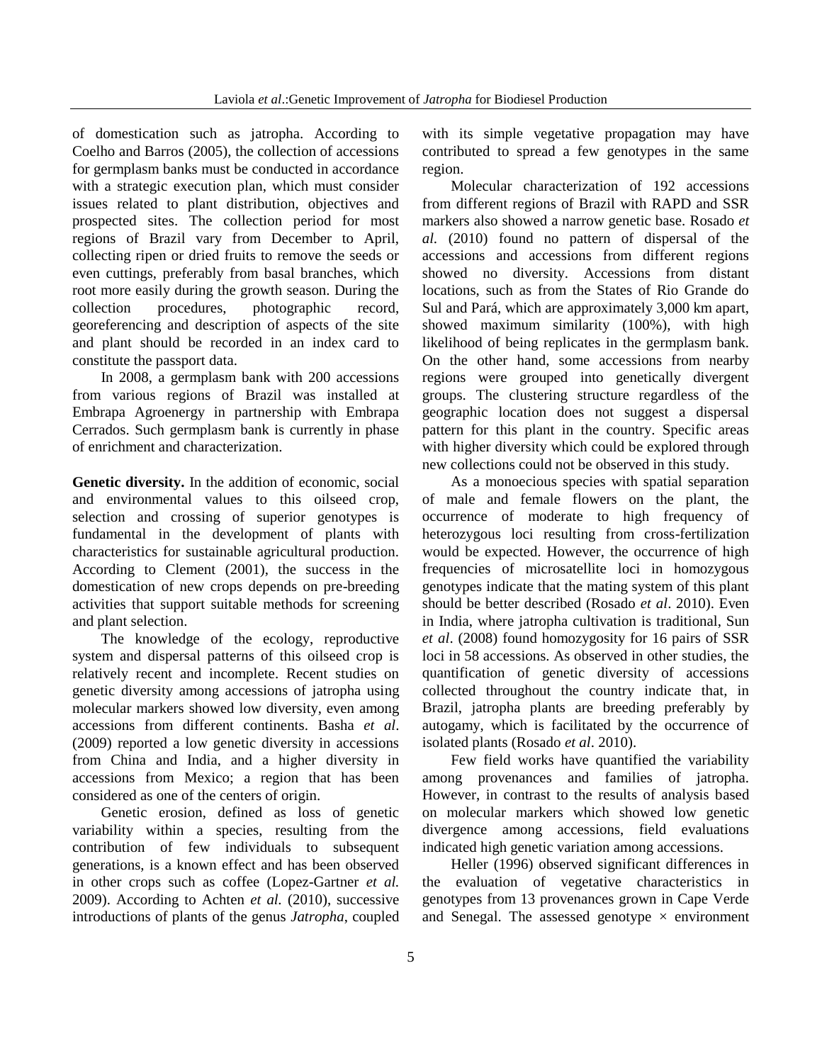of domestication such as jatropha. According to Coelho and Barros (2005), the collection of accessions for germplasm banks must be conducted in accordance with a strategic execution plan, which must consider issues related to plant distribution, objectives and prospected sites. The collection period for most regions of Brazil vary from December to April, collecting ripen or dried fruits to remove the seeds or even cuttings, preferably from basal branches, which root more easily during the growth season. During the collection procedures, photographic record, georeferencing and description of aspects of the site and plant should be recorded in an index card to constitute the passport data.

In 2008, a germplasm bank with 200 accessions from various regions of Brazil was installed at Embrapa Agroenergy in partnership with Embrapa Cerrados. Such germplasm bank is currently in phase of enrichment and characterization.

**Genetic diversity.** In the addition of economic, social and environmental values to this oilseed crop, selection and crossing of superior genotypes is fundamental in the development of plants with characteristics for sustainable agricultural production. According to Clement (2001), the success in the domestication of new crops depends on pre-breeding activities that support suitable methods for screening and plant selection.

The knowledge of the ecology, reproductive system and dispersal patterns of this oilseed crop is relatively recent and incomplete. Recent studies on genetic diversity among accessions of jatropha using molecular markers showed low diversity, even among accessions from different continents. Basha *et al*. (2009) reported a low genetic diversity in accessions from China and India, and a higher diversity in accessions from Mexico; a region that has been considered as one of the centers of origin.

Genetic erosion, defined as loss of genetic variability within a species, resulting from the contribution of few individuals to subsequent generations, is a known effect and has been observed in other crops such as coffee (Lopez-Gartner *et al.* 2009). According to Achten *et al.* (2010), successive introductions of plants of the genus *Jatropha*, coupled with its simple vegetative propagation may have contributed to spread a few genotypes in the same region.

Molecular characterization of 192 accessions from different regions of Brazil with RAPD and SSR markers also showed a narrow genetic base. Rosado *et al.* (2010) found no pattern of dispersal of the accessions and accessions from different regions showed no diversity. Accessions from distant locations, such as from the States of Rio Grande do Sul and Pará, which are approximately 3,000 km apart, showed maximum similarity (100%), with high likelihood of being replicates in the germplasm bank. On the other hand, some accessions from nearby regions were grouped into genetically divergent groups. The clustering structure regardless of the geographic location does not suggest a dispersal pattern for this plant in the country. Specific areas with higher diversity which could be explored through new collections could not be observed in this study.

As a monoecious species with spatial separation of male and female flowers on the plant, the occurrence of moderate to high frequency of heterozygous loci resulting from cross-fertilization would be expected. However, the occurrence of high frequencies of microsatellite loci in homozygous genotypes indicate that the mating system of this plant should be better described (Rosado *et al*. 2010). Even in India, where jatropha cultivation is traditional, Sun *et al*. (2008) found homozygosity for 16 pairs of SSR loci in 58 accessions. As observed in other studies, the quantification of genetic diversity of accessions collected throughout the country indicate that, in Brazil, jatropha plants are breeding preferably by autogamy, which is facilitated by the occurrence of isolated plants (Rosado *et al*. 2010).

Few field works have quantified the variability among provenances and families of jatropha. However, in contrast to the results of analysis based on molecular markers which showed low genetic divergence among accessions, field evaluations indicated high genetic variation among accessions.

Heller (1996) observed significant differences in the evaluation of vegetative characteristics in genotypes from 13 provenances grown in Cape Verde and Senegal. The assessed genotype × environment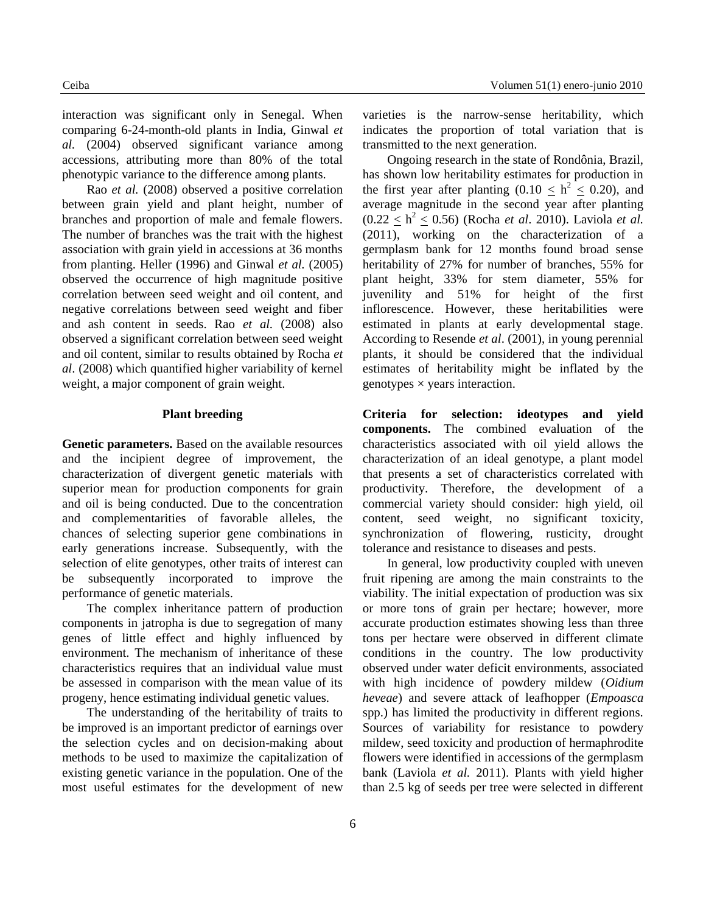interaction was significant only in Senegal. When comparing 6-24-month-old plants in India, Ginwal *et al.* (2004) observed significant variance among accessions, attributing more than 80% of the total phenotypic variance to the difference among plants.

Rao *et al.* (2008) observed a positive correlation between grain yield and plant height, number of branches and proportion of male and female flowers. The number of branches was the trait with the highest association with grain yield in accessions at 36 months from planting. Heller (1996) and Ginwal *et al.* (2005) observed the occurrence of high magnitude positive correlation between seed weight and oil content, and negative correlations between seed weight and fiber and ash content in seeds. Rao *et al.* (2008) also observed a significant correlation between seed weight and oil content, similar to results obtained by Rocha *et al*. (2008) which quantified higher variability of kernel weight, a major component of grain weight.

## Plant breeding

**Genetic parameters.** Based on the available resources and the incipient degree of improvement, the characterization of divergent genetic materials with superior mean for production components for grain and oil is being conducted. Due to the concentration and complementarities of favorable alleles, the chances of selecting superior gene combinations in early generations increase. Subsequently, with the selection of elite genotypes, other traits of interest can be subsequently incorporated to improve the performance of genetic materials.

The complex inheritance pattern of production components in jatropha is due to segregation of many genes of little effect and highly influenced by environment. The mechanism of inheritance of these characteristics requires that an individual value must be assessed in comparison with the mean value of its progeny, hence estimating individual genetic values.

The understanding of the heritability of traits to be improved is an important predictor of earnings over the selection cycles and on decision-making about methods to be used to maximize the capitalization of existing genetic variance in the population. One of the most useful estimates for the development of new varieties is the narrow-sense heritability, which indicates the proportion of total variation that is transmitted to the next generation.

Ongoing research in the state of Rondônia, Brazil, has shown low heritability estimates for production in the first year after planting ($0.10 \leq h^2 \leq 0.20$), and average magnitude in the second year after planting ($0.22 \leq h^2 \leq 0.56$) (Rocha *et al*. 2010). Laviola *et al.* (2011), working on the characterization of a germplasm bank for 12 months found broad sense heritability of 27% for number of branches, 55% for plant height, 33% for stem diameter, 55% for juvenility and 51% for height of the first inflorescence. However, these heritabilities were estimated in plants at early developmental stage. According to Resende *et al*. (2001), in young perennial plants, it should be considered that the individual estimates of heritability might be inflated by the genotypes × years interaction.

**Criteria for selection: ideotypes and yield components.** The combined evaluation of the characteristics associated with oil yield allows the characterization of an ideal genotype, a plant model that presents a set of characteristics correlated with productivity. Therefore, the development of a commercial variety should consider: high yield, oil content, seed weight, no significant toxicity, synchronization of flowering, rusticity, drought tolerance and resistance to diseases and pests.

In general, low productivity coupled with uneven fruit ripening are among the main constraints to the viability. The initial expectation of production was six or more tons of grain per hectare; however, more accurate production estimates showing less than three tons per hectare were observed in different climate conditions in the country. The low productivity observed under water deficit environments, associated with high incidence of powdery mildew (*Oidium heveae*) and severe attack of leafhopper (*Empoasca* spp.) has limited the productivity in different regions. Sources of variability for resistance to powdery mildew, seed toxicity and production of hermaphrodite flowers were identified in accessions of the germplasm bank (Laviola *et al.* 2011). Plants with yield higher than 2.5 kg of seeds per tree were selected in different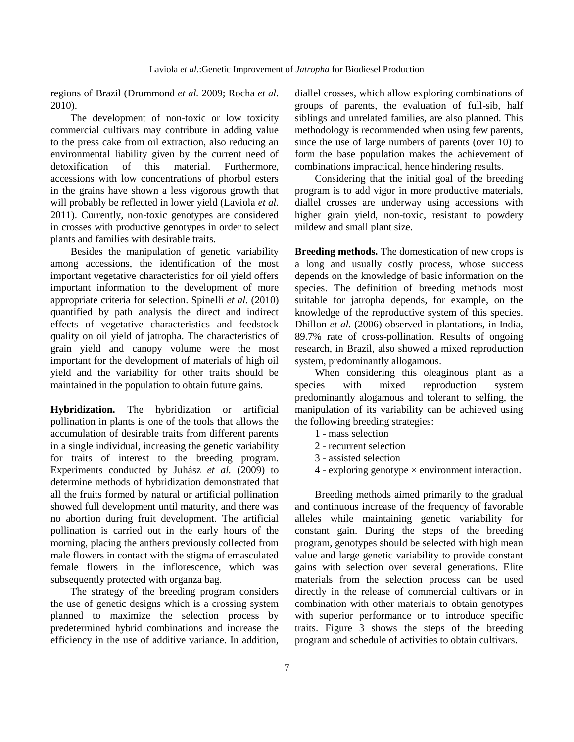regions of Brazil (Drummond *et al.* 2009; Rocha *et al.* 2010).

The development of non-toxic or low toxicity commercial cultivars may contribute in adding value to the press cake from oil extraction, also reducing an environmental liability given by the current need of detoxification of this material. Furthermore, accessions with low concentrations of phorbol esters in the grains have shown a less vigorous growth that will probably be reflected in lower yield (Laviola *et al.* 2011). Currently, non-toxic genotypes are considered in crosses with productive genotypes in order to select plants and families with desirable traits.

Besides the manipulation of genetic variability among accessions, the identification of the most important vegetative characteristics for oil yield offers important information to the development of more appropriate criteria for selection. Spinelli *et al.* (2010) quantified by path analysis the direct and indirect effects of vegetative characteristics and feedstock quality on oil yield of jatropha. The characteristics of grain yield and canopy volume were the most important for the development of materials of high oil yield and the variability for other traits should be maintained in the population to obtain future gains.

**Hybridization.** The hybridization or artificial pollination in plants is one of the tools that allows the accumulation of desirable traits from different parents in a single individual, increasing the genetic variability for traits of interest to the breeding program. Experiments conducted by Juhász *et al.* (2009) to determine methods of hybridization demonstrated that all the fruits formed by natural or artificial pollination showed full development until maturity, and there was no abortion during fruit development. The artificial pollination is carried out in the early hours of the morning, placing the anthers previously collected from male flowers in contact with the stigma of emasculated female flowers in the inflorescence, which was subsequently protected with organza bag.

The strategy of the breeding program considers the use of genetic designs which is a crossing system planned to maximize the selection process by predetermined hybrid combinations and increase the efficiency in the use of additive variance. In addition, diallel crosses, which allow exploring combinations of groups of parents, the evaluation of full-sib, half siblings and unrelated families, are also planned. This methodology is recommended when using few parents, since the use of large numbers of parents (over 10) to form the base population makes the achievement of combinations impractical, hence hindering results.

Considering that the initial goal of the breeding program is to add vigor in more productive materials, diallel crosses are underway using accessions with higher grain yield, non-toxic, resistant to powdery mildew and small plant size.

**Breeding methods.** The domestication of new crops is a long and usually costly process, whose success depends on the knowledge of basic information on the species. The definition of breeding methods most suitable for jatropha depends, for example, on the knowledge of the reproductive system of this species. Dhillon *et al.* (2006) observed in plantations, in India, 89.7% rate of cross-pollination. Results of ongoing research, in Brazil, also showed a mixed reproduction system, predominantly allogamous.

When considering this oleaginous plant as a species with mixed reproduction system predominantly alogamous and tolerant to selfing, the manipulation of its variability can be achieved using the following breeding strategies:

1 - mass selection
2 - recurrent selection
3 - assisted selection
4 - exploring genotype × environment interaction.

Breeding methods aimed primarily to the gradual and continuous increase of the frequency of favorable alleles while maintaining genetic variability for constant gain. During the steps of the breeding program, genotypes should be selected with high mean value and large genetic variability to provide constant gains with selection over several generations. Elite materials from the selection process can be used directly in the release of commercial cultivars or in combination with other materials to obtain genotypes with superior performance or to introduce specific traits. Figure 3 shows the steps of the breeding program and schedule of activities to obtain cultivars.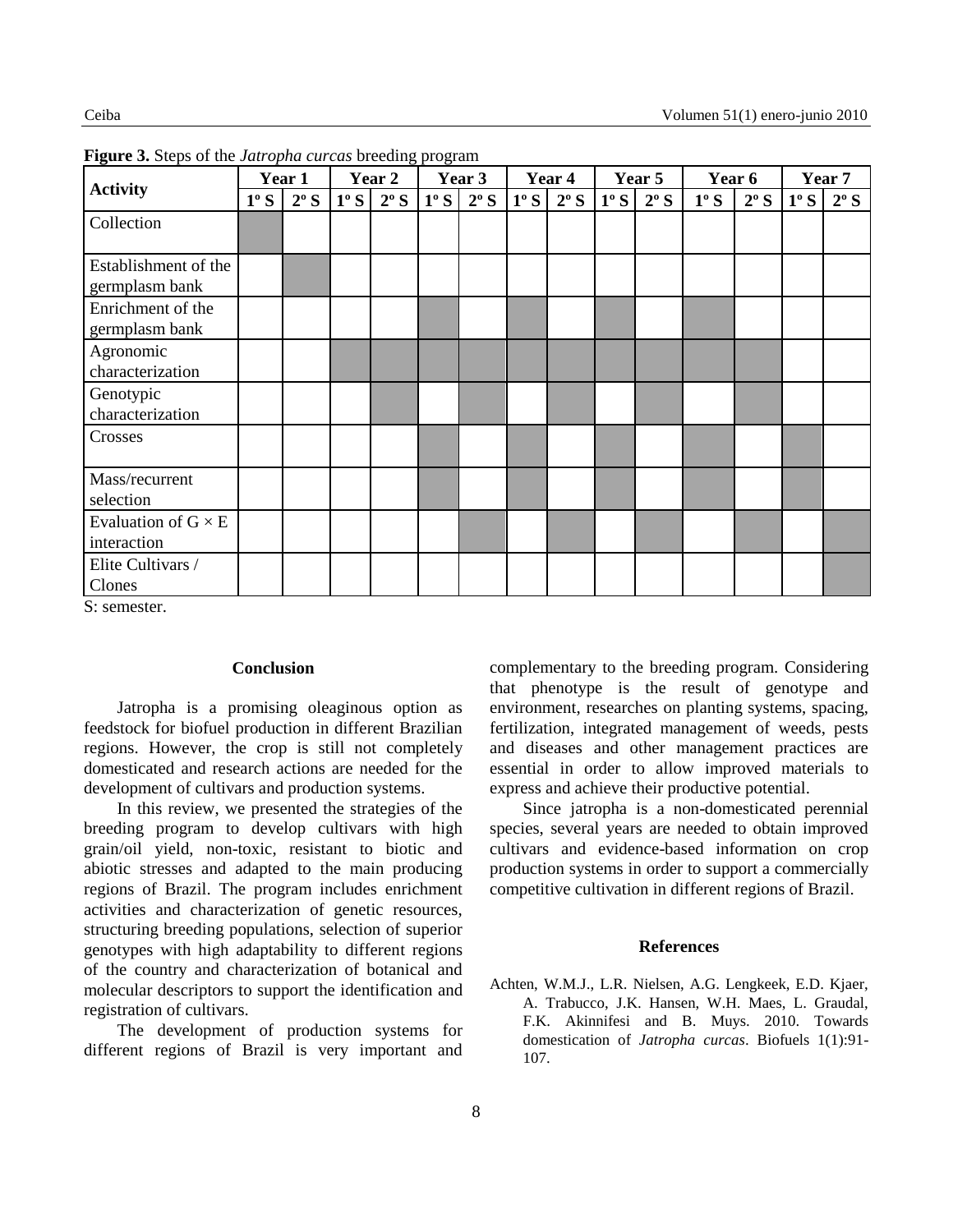**Figure 3.** Steps of the *Jatropha curcas* breeding program

| Activity | Year 1 | | Year 2 | | Year 3 | | Year 4 | | Year 5 | | Year 6 | | Year 7 | |
|---|---|---|---|---|---|---|---|---|---|---|---|---|---|---|
| | 1º S | 2º S | 1º S | 2º S | 1º S | 2º S | 1º S | 2º S | 1º S | 2º S | 1º S | 2º S | 1º S | 2º S |
| Collection | ■ | | | | | | | | | | | | | |
| Establishment of the germplasm bank | | ■ | | | | | | | | | | | | |
| Enrichment of the germplasm bank | | | | | ■ | | ■ | | ■ | | ■ | | | |
| Agronomic characterization | | | ■ | ■ | ■ | ■ | ■ | ■ | ■ | ■ | ■ | ■ | | |
| Genotypic characterization | | | | ■ | | ■ | | ■ | | ■ | | ■ | | |
| Crosses | | | | | ■ | | ■ | | ■ | | ■ | | ■ | |
| Mass/recurrent selection | | | | | ■ | | ■ | | ■ | | ■ | | ■ | |
| Evaluation of G × E interaction | | | | | | ■ | | ■ | | ■ | | ■ | | ■ |
| Elite Cultivars / Clones | | | | | | | | | | | | | | ■ |

S: semester.

## Conclusion

Jatropha is a promising oleaginous option as feedstock for biofuel production in different Brazilian regions. However, the crop is still not completely domesticated and research actions are needed for the development of cultivars and production systems.

In this review, we presented the strategies of the breeding program to develop cultivars with high grain/oil yield, non-toxic, resistant to biotic and abiotic stresses and adapted to the main producing regions of Brazil. The program includes enrichment activities and characterization of genetic resources, structuring breeding populations, selection of superior genotypes with high adaptability to different regions of the country and characterization of botanical and molecular descriptors to support the identification and registration of cultivars.

The development of production systems for different regions of Brazil is very important and complementary to the breeding program. Considering that phenotype is the result of genotype and environment, researches on planting systems, spacing, fertilization, integrated management of weeds, pests and diseases and other management practices are essential in order to allow improved materials to express and achieve their productive potential.

Since jatropha is a non-domesticated perennial species, several years are needed to obtain improved cultivars and evidence-based information on crop production systems in order to support a commercially competitive cultivation in different regions of Brazil.

## References

Achten, W.M.J., L.R. Nielsen, A.G. Lengkeek, E.D. Kjaer, A. Trabucco, J.K. Hansen, W.H. Maes, L. Graudal, F.K. Akinnifesi and B. Muys. 2010. Towards domestication of *Jatropha curcas*. Biofuels 1(1):91-107.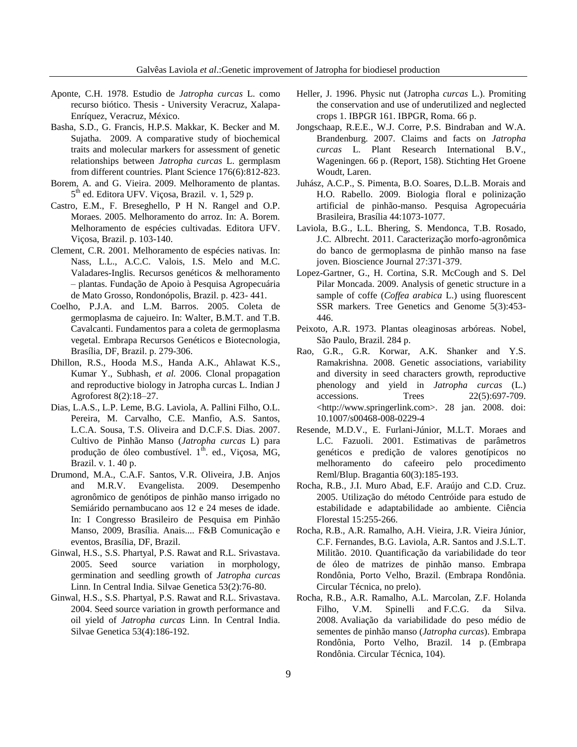Aponte, C.H. 1978. Estudio de *Jatropha curcas* L. como recurso biótico. Thesis - University Veracruz, Xalapa-Enríquez, Veracruz, México.

Basha, S.D., G. Francis, H.P.S. Makkar, K. Becker and M. Sujatha. 2009. A comparative study of biochemical traits and molecular markers for assessment of genetic relationships between *Jatropha curcas* L. germplasm from different countries. Plant Science 176(6):812-823.

Borem, A. and G. Vieira. 2009. Melhoramento de plantas. 5th ed. Editora UFV. Viçosa, Brazil. v. 1, 529 p.

Castro, E.M., F. Breseghello, P H N. Rangel and O.P. Moraes. 2005. Melhoramento do arroz. In: A. Borem. Melhoramento de espécies cultivadas. Editora UFV. Viçosa, Brazil. p. 103-140.

Clement, C.R. 2001. Melhoramento de espécies nativas. In: Nass, L.L., A.C.C. Valois, I.S. Melo and M.C. Valadares-Inglis. Recursos genéticos & melhoramento – plantas. Fundação de Apoio à Pesquisa Agropecuária de Mato Grosso, Rondonópolis, Brazil. p. 423- 441.

Coelho, P.J.A. and L.M. Barros. 2005. Coleta de germoplasma de cajueiro. In: Walter, B.M.T. and T.B. Cavalcanti. Fundamentos para a coleta de germoplasma vegetal. Embrapa Recursos Genéticos e Biotecnologia, Brasília, DF, Brazil. p. 279-306.

Dhillon, R.S., Hooda M.S., Handa A.K., Ahlawat K.S., Kumar Y., Subhash, *et al.* 2006. Clonal propagation and reproductive biology in Jatropha curcas L. Indian J Agroforest 8(2):18–27.

Dias, L.A.S., L.P. Leme, B.G. Laviola, A. Pallini Filho, O.L. Pereira, M. Carvalho, C.E. Manfio, A.S. Santos, L.C.A. Sousa, T.S. Oliveira and D.C.F.S. Dias. 2007. Cultivo de Pinhão Manso (*Jatropha curcas* L) para produção de óleo combustível. 1th. ed., Viçosa, MG, Brazil. v. 1. 40 p.

Drumond, M.A., C.A.F. Santos, V.R. Oliveira, J.B. Anjos and M.R.V. Evangelista. 2009. Desempenho agronômico de genótipos de pinhão manso irrigado no Semiárido pernambucano aos 12 e 24 meses de idade. In: I Congresso Brasileiro de Pesquisa em Pinhão Manso, 2009, Brasília. Anais.... F&B Comunicação e eventos, Brasília, DF, Brazil.

Ginwal, H.S., S.S. Phartyal, P.S. Rawat and R.L. Srivastava. 2005. Seed source variation in morphology, germination and seedling growth of *Jatropha curcas* Linn. In Central India. Silvae Genetica 53(2):76-80.

Ginwal, H.S., S.S. Phartyal, P.S. Rawat and R.L. Srivastava. 2004. Seed source variation in growth performance and oil yield of *Jatropha curcas* Linn. In Central India. Silvae Genetica 53(4):186-192.

Heller, J. 1996. Physic nut (Jatropha *curcas* L.). Promiting the conservation and use of underutilized and neglected crops 1. IBPGR 161. IBPGR, Roma. 66 p.

Jongschaap, R.E.E., W.J. Corre, P.S. Bindraban and W.A. Brandenburg. 2007. Claims and facts on *Jatropha curcas* L. Plant Research International B.V., Wageningen. 66 p. (Report, 158). Stichting Het Groene Woudt, Laren.

Juhász, A.C.P., S. Pimenta, B.O. Soares, D.L.B. Morais and H.O. Rabello. 2009. Biologia floral e polinização artificial de pinhão-manso. Pesquisa Agropecuária Brasileira, Brasília 44:1073-1077.

Laviola, B.G., L.L. Bhering, S. Mendonca, T.B. Rosado, J.C. Albrecht. 2011. Caracterização morfo-agronômica do banco de germoplasma de pinhão manso na fase joven. Bioscience Journal 27:371-379.

Lopez-Gartner, G., H. Cortina, S.R. McCough and S. Del Pilar Moncada. 2009. Analysis of genetic structure in a sample of coffe (*Coffea arabica* L.) using fluorescent SSR markers. Tree Genetics and Genome 5(3):453-446.

Peixoto, A.R. 1973. Plantas oleaginosas arbóreas. Nobel, São Paulo, Brazil. 284 p.

Rao, G.R., G.R. Korwar, A.K. Shanker and Y.S. Ramakrishna. 2008. Genetic associations, variability and diversity in seed characters growth, reproductive phenology and yield in *Jatropha curcas* (L.) accessions. Trees 22(5):697-709. <http://www.springerlink.com>. 28 jan. 2008. doi: 10.1007/s00468-008-0229-4

Resende, M.D.V., E. Furlani-Júnior, M.L.T. Moraes and L.C. Fazuoli. 2001. Estimativas de parâmetros genéticos e predição de valores genotípicos no melhoramento do cafeeiro pelo procedimento Reml/Blup. Bragantia 60(3):185-193.

Rocha, R.B., J.I. Muro Abad, E.F. Araújo and C.D. Cruz. 2005. Utilização do método Centróide para estudo de estabilidade e adaptabilidade ao ambiente. Ciência Florestal 15:255-266.

Rocha, R.B., A.R. Ramalho, A.H. Vieira, J.R. Vieira Júnior, C.F. Fernandes, B.G. Laviola, A.R. Santos and J.S.L.T. Militão. 2010. Quantificação da variabilidade do teor de óleo de matrizes de pinhão manso. Embrapa Rondônia, Porto Velho, Brazil. (Embrapa Rondônia. Circular Técnica, no prelo).

Rocha, R.B., A.R. Ramalho, A.L. Marcolan, Z.F. Holanda Filho, V.M. Spinelli and F.C.G. da Silva. 2008. Avaliação da variabilidade do peso médio de sementes de pinhão manso (*Jatropha curcas*). Embrapa Rondônia, Porto Velho, Brazil. 14 p. (Embrapa Rondônia. Circular Técnica, 104).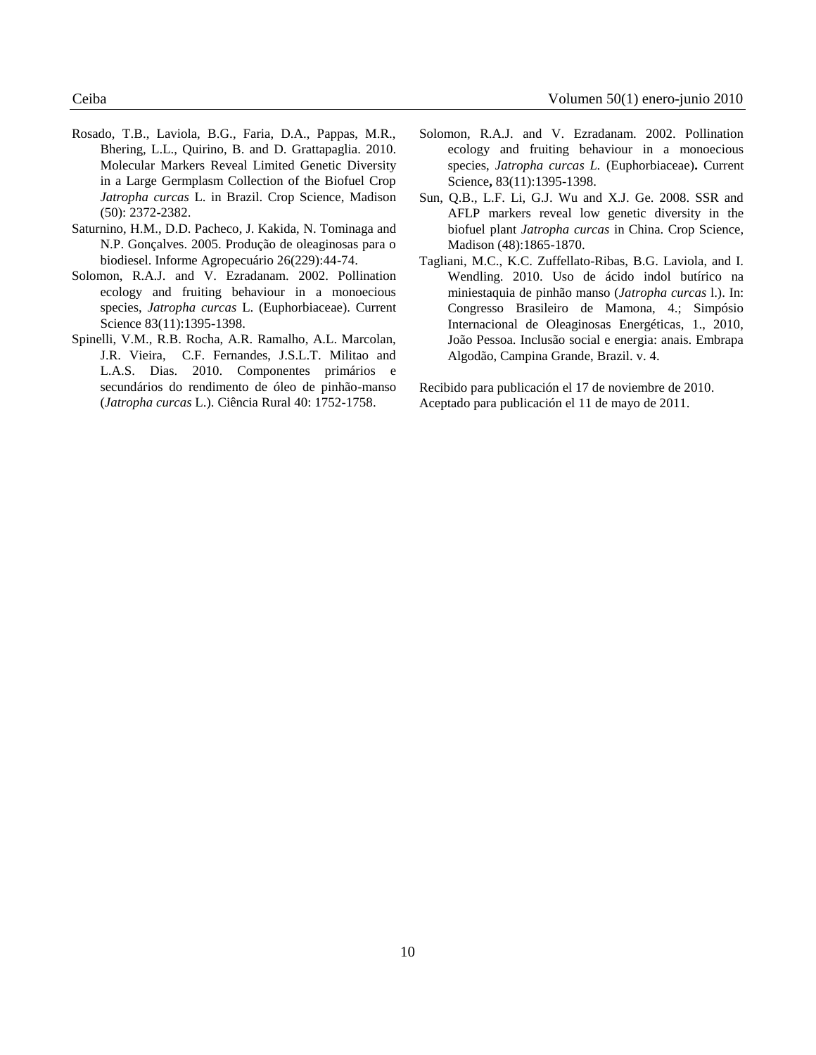Rosado, T.B., Laviola, B.G., Faria, D.A., Pappas, M.R., Bhering, L.L., Quirino, B. and D. Grattapaglia. 2010. Molecular Markers Reveal Limited Genetic Diversity in a Large Germplasm Collection of the Biofuel Crop *Jatropha curcas* L. in Brazil. Crop Science, Madison (50): 2372-2382.

Saturnino, H.M., D.D. Pacheco, J. Kakida, N. Tominaga and N.P. Gonçalves. 2005. Produção de oleaginosas para o biodiesel. Informe Agropecuário 26(229):44-74.

Solomon, R.A.J. and V. Ezradanam. 2002. Pollination ecology and fruiting behaviour in a monoecious species, *Jatropha curcas* L. (Euphorbiaceae). Current Science 83(11):1395-1398.

Spinelli, V.M., R.B. Rocha, A.R. Ramalho, A.L. Marcolan, J.R. Vieira, C.F. Fernandes, J.S.L.T. Militao and L.A.S. Dias. 2010. Componentes primários e secundários do rendimento de óleo de pinhão-manso (*Jatropha curcas* L.). Ciência Rural 40: 1752-1758.

Solomon, R.A.J. and V. Ezradanam. 2002. Pollination ecology and fruiting behaviour in a monoecious species, *Jatropha curcas L.* (Euphorbiaceae)**.** Current Science**,** 83(11):1395-1398.

Sun, Q.B., L.F. Li, G.J. Wu and X.J. Ge. 2008. SSR and AFLP markers reveal low genetic diversity in the biofuel plant *Jatropha curcas* in China. Crop Science, Madison (48):1865-1870.

Tagliani, M.C., K.C. Zuffellato-Ribas, B.G. Laviola, and I. Wendling. 2010. Uso de ácido indol butírico na miniestaquia de pinhão manso (*Jatropha curcas* l.). In: Congresso Brasileiro de Mamona, 4.; Simpósio Internacional de Oleaginosas Energéticas, 1., 2010, João Pessoa. Inclusão social e energia: anais. Embrapa Algodão, Campina Grande, Brazil. v. 4.

Recibido para publicación el 17 de noviembre de 2010.
Aceptado para publicación el 11 de mayo de 2011.